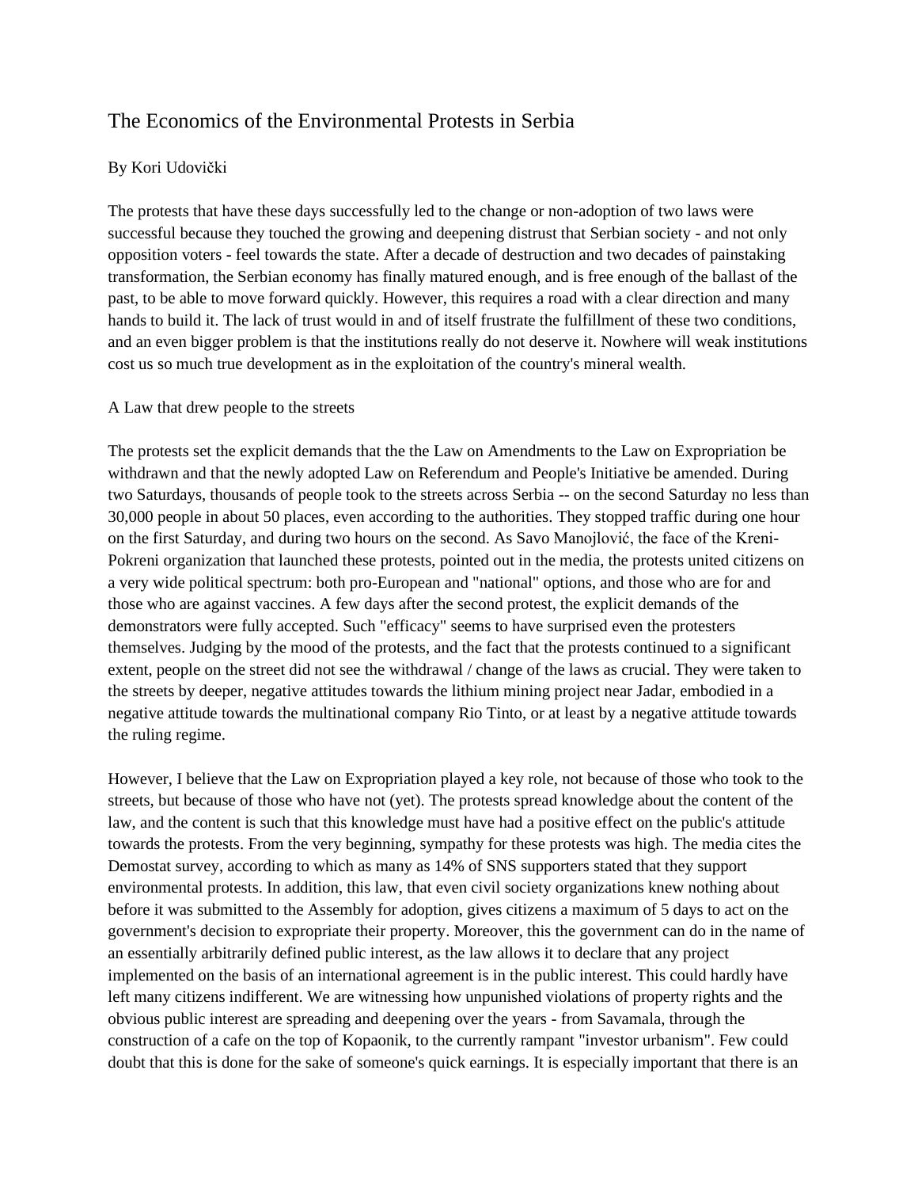# The Economics of the Environmental Protests in Serbia

By Kori Udovički

The protests that have these days successfully led to the change or non-adoption of two laws were successful because they touched the growing and deepening distrust that Serbian society - and not only opposition voters - feel towards the state. After a decade of destruction and two decades of painstaking transformation, the Serbian economy has finally matured enough, and is free enough of the ballast of the past, to be able to move forward quickly. However, this requires a road with a clear direction and many hands to build it. The lack of trust would in and of itself frustrate the fulfillment of these two conditions, and an even bigger problem is that the institutions really do not deserve it. Nowhere will weak institutions cost us so much true development as in the exploitation of the country's mineral wealth.

## A Law that drew people to the streets

The protests set the explicit demands that the the Law on Amendments to the Law on Expropriation be withdrawn and that the newly adopted Law on Referendum and People's Initiative be amended. During two Saturdays, thousands of people took to the streets across Serbia -- on the second Saturday no less than 30,000 people in about 50 places, even according to the authorities. They stopped traffic during one hour on the first Saturday, and during two hours on the second. As Savo Manojlović, the face of the Kreni-Pokreni organization that launched these protests, pointed out in the media, the protests united citizens on a very wide political spectrum: both pro-European and "national" options, and those who are for and those who are against vaccines. A few days after the second protest, the explicit demands of the demonstrators were fully accepted. Such "efficacy" seems to have surprised even the protesters themselves. Judging by the mood of the protests, and the fact that the protests continued to a significant extent, people on the street did not see the withdrawal / change of the laws as crucial. They were taken to the streets by deeper, negative attitudes towards the lithium mining project near Jadar, embodied in a negative attitude towards the multinational company Rio Tinto, or at least by a negative attitude towards the ruling regime.

However, I believe that the Law on Expropriation played a key role, not because of those who took to the streets, but because of those who have not (yet). The protests spread knowledge about the content of the law, and the content is such that this knowledge must have had a positive effect on the public's attitude towards the protests. From the very beginning, sympathy for these protests was high. The media cites the Demostat survey, according to which as many as 14% of SNS supporters stated that they support environmental protests. In addition, this law, that even civil society organizations knew nothing about before it was submitted to the Assembly for adoption, gives citizens a maximum of 5 days to act on the government's decision to expropriate their property. Moreover, this the government can do in the name of an essentially arbitrarily defined public interest, as the law allows it to declare that any project implemented on the basis of an international agreement is in the public interest. This could hardly have left many citizens indifferent. We are witnessing how unpunished violations of property rights and the obvious public interest are spreading and deepening over the years - from Savamala, through the construction of a cafe on the top of Kopaonik, to the currently rampant "investor urbanism". Few could doubt that this is done for the sake of someone's quick earnings. It is especially important that there is an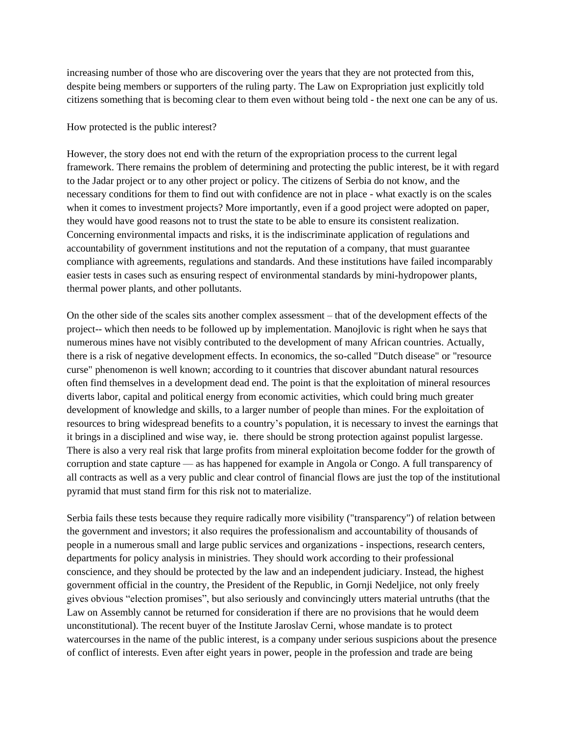increasing number of those who are discovering over the years that they are not protected from this, despite being members or supporters of the ruling party. The Law on Expropriation just explicitly told citizens something that is becoming clear to them even without being told - the next one can be any of us.

How protected is the public interest?

However, the story does not end with the return of the expropriation process to the current legal framework. There remains the problem of determining and protecting the public interest, be it with regard to the Jadar project or to any other project or policy. The citizens of Serbia do not know, and the necessary conditions for them to find out with confidence are not in place - what exactly is on the scales when it comes to investment projects? More importantly, even if a good project were adopted on paper, they would have good reasons not to trust the state to be able to ensure its consistent realization. Concerning environmental impacts and risks, it is the indiscriminate application of regulations and accountability of government institutions and not the reputation of a company, that must guarantee compliance with agreements, regulations and standards. And these institutions have failed incomparably easier tests in cases such as ensuring respect of environmental standards by mini-hydropower plants, thermal power plants, and other pollutants.

On the other side of the scales sits another complex assessment – that of the development effects of the project-- which then needs to be followed up by implementation. Manojlovic is right when he says that numerous mines have not visibly contributed to the development of many African countries. Actually, there is a risk of negative development effects. In economics, the so-called "Dutch disease" or "resource curse" phenomenon is well known; according to it countries that discover abundant natural resources often find themselves in a development dead end. The point is that the exploitation of mineral resources diverts labor, capital and political energy from economic activities, which could bring much greater development of knowledge and skills, to a larger number of people than mines. For the exploitation of resources to bring widespread benefits to a country's population, it is necessary to invest the earnings that it brings in a disciplined and wise way, ie. there should be strong protection against populist largesse. There is also a very real risk that large profits from mineral exploitation become fodder for the growth of corruption and state capture — as has happened for example in Angola or Congo. A full transparency of all contracts as well as a very public and clear control of financial flows are just the top of the institutional pyramid that must stand firm for this risk not to materialize.

Serbia fails these tests because they require radically more visibility ("transparency") of relation between the government and investors; it also requires the professionalism and accountability of thousands of people in a numerous small and large public services and organizations - inspections, research centers, departments for policy analysis in ministries. They should work according to their professional conscience, and they should be protected by the law and an independent judiciary. Instead, the highest government official in the country, the President of the Republic, in Gornji Nedeljice, not only freely gives obvious "election promises", but also seriously and convincingly utters material untruths (that the Law on Assembly cannot be returned for consideration if there are no provisions that he would deem unconstitutional). The recent buyer of the Institute Jaroslav Cerni, whose mandate is to protect watercourses in the name of the public interest, is a company under serious suspicions about the presence of conflict of interests. Even after eight years in power, people in the profession and trade are being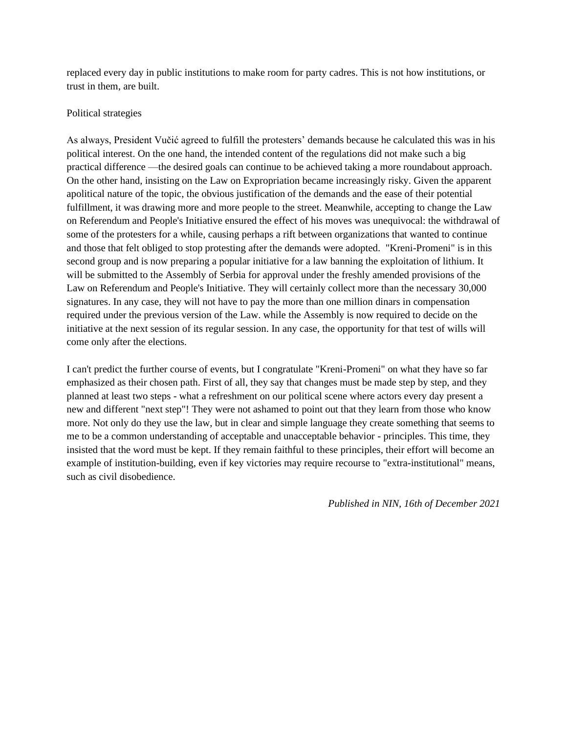replaced every day in public institutions to make room for party cadres. This is not how institutions, or trust in them, are built.

## Political strategies

As always, President Vučić agreed to fulfill the protesters' demands because he calculated this was in his political interest. On the one hand, the intended content of the regulations did not make such a big practical difference —the desired goals can continue to be achieved taking a more roundabout approach. On the other hand, insisting on the Law on Expropriation became increasingly risky. Given the apparent apolitical nature of the topic, the obvious justification of the demands and the ease of their potential fulfillment, it was drawing more and more people to the street. Meanwhile, accepting to change the Law on Referendum and People's Initiative ensured the effect of his moves was unequivocal: the withdrawal of some of the protesters for a while, causing perhaps a rift between organizations that wanted to continue and those that felt obliged to stop protesting after the demands were adopted. "Kreni-Promeni" is in this second group and is now preparing a popular initiative for a law banning the exploitation of lithium. It will be submitted to the Assembly of Serbia for approval under the freshly amended provisions of the Law on Referendum and People's Initiative. They will certainly collect more than the necessary 30,000 signatures. In any case, they will not have to pay the more than one million dinars in compensation required under the previous version of the Law. while the Assembly is now required to decide on the initiative at the next session of its regular session. In any case, the opportunity for that test of wills will come only after the elections.

I can't predict the further course of events, but I congratulate "Kreni-Promeni" on what they have so far emphasized as their chosen path. First of all, they say that changes must be made step by step, and they planned at least two steps - what a refreshment on our political scene where actors every day present a new and different "next step"! They were not ashamed to point out that they learn from those who know more. Not only do they use the law, but in clear and simple language they create something that seems to me to be a common understanding of acceptable and unacceptable behavior - principles. This time, they insisted that the word must be kept. If they remain faithful to these principles, their effort will become an example of institution-building, even if key victories may require recourse to "extra-institutional" means, such as civil disobedience.

*Published in NIN, 16th of December 2021*